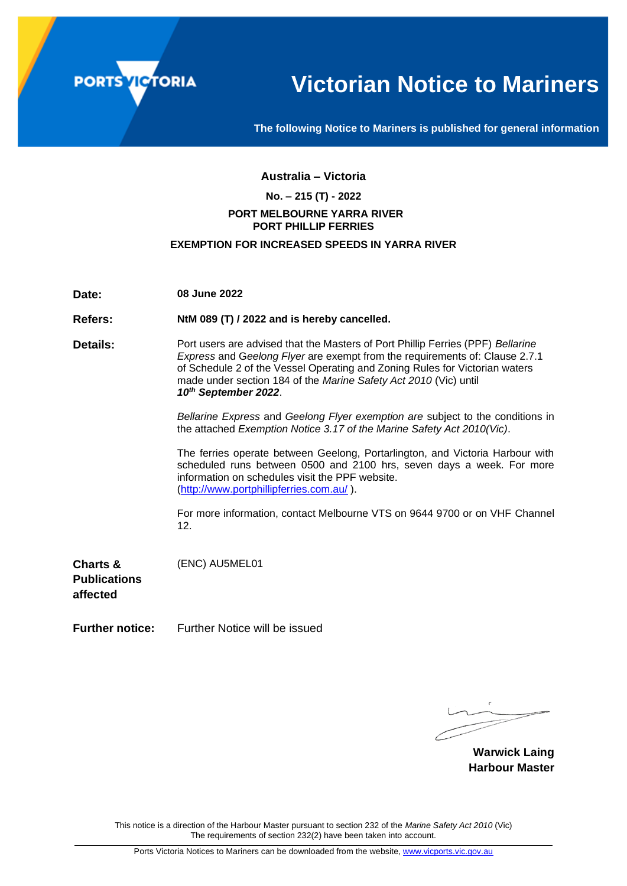# Victorian Notice to Mariners

**The following Notice to Mariners is published for general information**

## Australia – Victoria

### No. – 215 (T) - 2022

### PORT MELBOURNE YARRA RIVER
### PORT PHILLIP FERRIES

### EXEMPTION FOR INCREASED SPEEDS IN YARRA RIVER

**Date:** **08 June 2022**

**Refers:** **NtM 089 (T) / 2022 and is hereby cancelled.**

**Details:** Port users are advised that the Masters of Port Phillip Ferries (PPF) *Bellarine Express* and *Geelong Flyer* are exempt from the requirements of: Clause 2.7.1 of Schedule 2 of the Vessel Operating and Zoning Rules for Victorian waters made under section 184 of the *Marine Safety Act 2010* (Vic) until ***10th September 2022***.

*Bellarine Express* and *Geelong Flyer exemption are* subject to the conditions in the attached *Exemption Notice 3.17 of the Marine Safety Act 2010(Vic)*.

The ferries operate between Geelong, Portarlington, and Victoria Harbour with scheduled runs between 0500 and 2100 hrs, seven days a week. For more information on schedules visit the PPF website. (http://www.portphillipferries.com.au/ ).

For more information, contact Melbourne VTS on 9644 9700 or on VHF Channel 12.

**Charts & Publications affected** (ENC) AU5MEL01

**Further notice:** Further Notice will be issued

**Warwick Laing**
**Harbour Master**

This notice is a direction of the Harbour Master pursuant to section 232 of the *Marine Safety Act 2010* (Vic)
The requirements of section 232(2) have been taken into account.

Ports Victoria Notices to Mariners can be downloaded from the website, www.vicports.vic.gov.au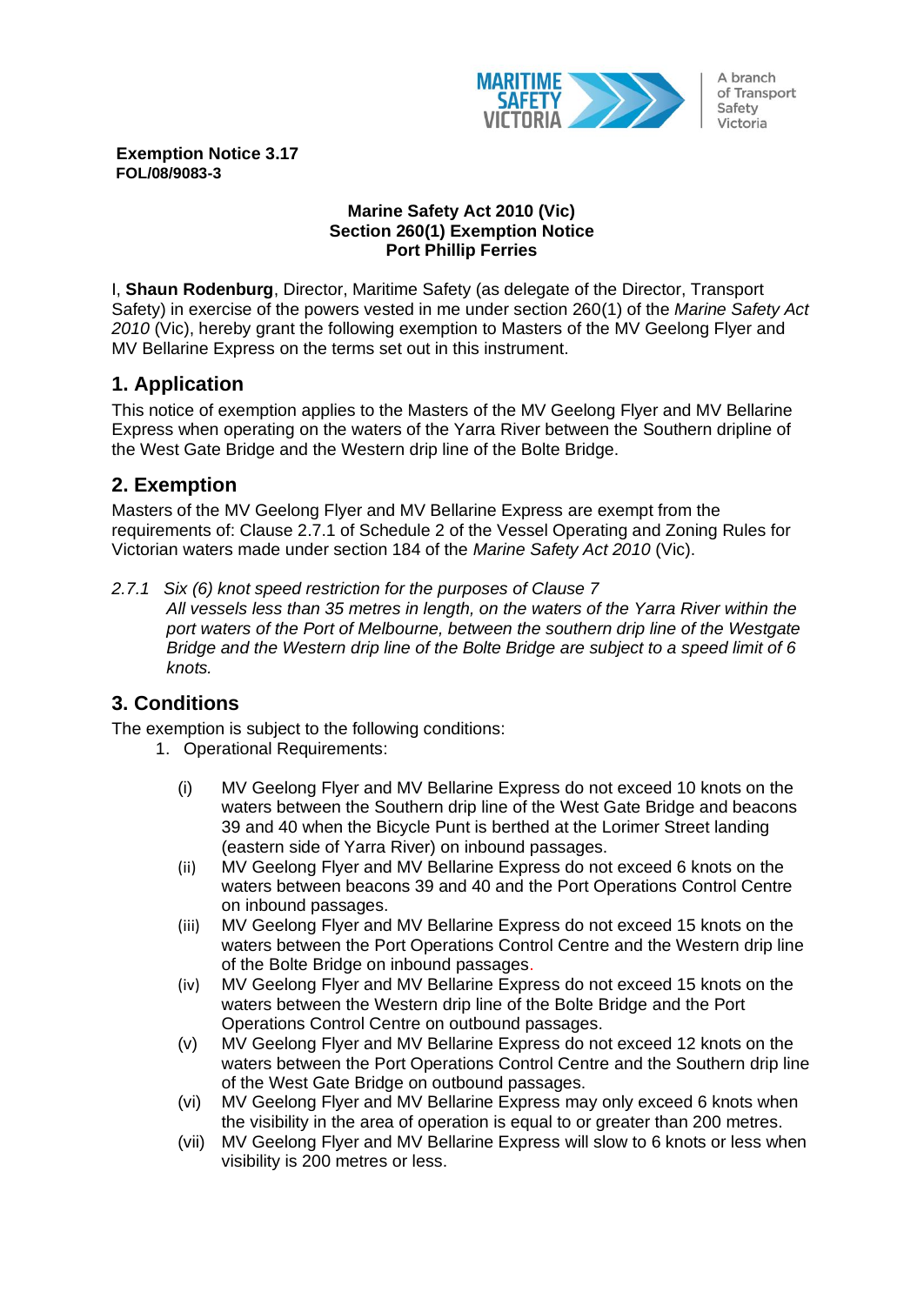**Exemption Notice 3.17**
**FOL/08/9083-3**

**Marine Safety Act 2010 (Vic)**
**Section 260(1) Exemption Notice**
**Port Phillip Ferries**

I, **Shaun Rodenburg**, Director, Maritime Safety (as delegate of the Director, Transport Safety) in exercise of the powers vested in me under section 260(1) of the *Marine Safety Act 2010* (Vic), hereby grant the following exemption to Masters of the MV Geelong Flyer and MV Bellarine Express on the terms set out in this instrument.

## 1. Application

This notice of exemption applies to the Masters of the MV Geelong Flyer and MV Bellarine Express when operating on the waters of the Yarra River between the Southern dripline of the West Gate Bridge and the Western drip line of the Bolte Bridge.

## 2. Exemption

Masters of the MV Geelong Flyer and MV Bellarine Express are exempt from the requirements of: Clause 2.7.1 of Schedule 2 of the Vessel Operating and Zoning Rules for Victorian waters made under section 184 of the *Marine Safety Act 2010* (Vic).

*2.7.1 Six (6) knot speed restriction for the purposes of Clause 7*
*All vessels less than 35 metres in length, on the waters of the Yarra River within the port waters of the Port of Melbourne, between the southern drip line of the Westgate Bridge and the Western drip line of the Bolte Bridge are subject to a speed limit of 6 knots.*

## 3. Conditions

The exemption is subject to the following conditions:

1. Operational Requirements:

   (i) MV Geelong Flyer and MV Bellarine Express do not exceed 10 knots on the waters between the Southern drip line of the West Gate Bridge and beacons 39 and 40 when the Bicycle Punt is berthed at the Lorimer Street landing (eastern side of Yarra River) on inbound passages.

   (ii) MV Geelong Flyer and MV Bellarine Express do not exceed 6 knots on the waters between beacons 39 and 40 and the Port Operations Control Centre on inbound passages.

   (iii) MV Geelong Flyer and MV Bellarine Express do not exceed 15 knots on the waters between the Port Operations Control Centre and the Western drip line of the Bolte Bridge on inbound passages.

   (iv) MV Geelong Flyer and MV Bellarine Express do not exceed 15 knots on the waters between the Western drip line of the Bolte Bridge and the Port Operations Control Centre on outbound passages.

   (v) MV Geelong Flyer and MV Bellarine Express do not exceed 12 knots on the waters between the Port Operations Control Centre and the Southern drip line of the West Gate Bridge on outbound passages.

   (vi) MV Geelong Flyer and MV Bellarine Express may only exceed 6 knots when the visibility in the area of operation is equal to or greater than 200 metres.

   (vii) MV Geelong Flyer and MV Bellarine Express will slow to 6 knots or less when visibility is 200 metres or less.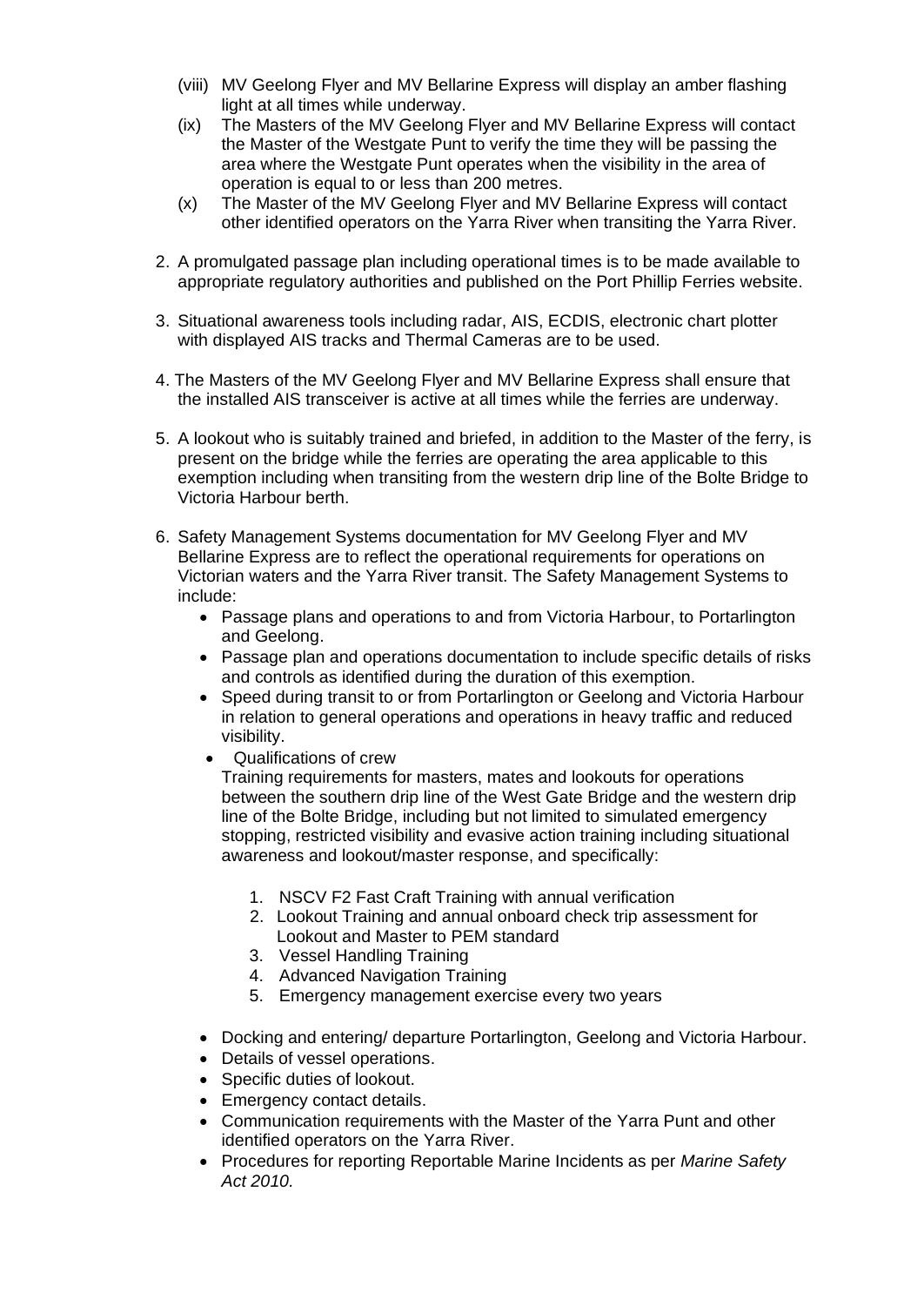(viii) MV Geelong Flyer and MV Bellarine Express will display an amber flashing light at all times while underway.

(ix) The Masters of the MV Geelong Flyer and MV Bellarine Express will contact the Master of the Westgate Punt to verify the time they will be passing the area where the Westgate Punt operates when the visibility in the area of operation is equal to or less than 200 metres.

(x) The Master of the MV Geelong Flyer and MV Bellarine Express will contact other identified operators on the Yarra River when transiting the Yarra River.

2. A promulgated passage plan including operational times is to be made available to appropriate regulatory authorities and published on the Port Phillip Ferries website.

3. Situational awareness tools including radar, AIS, ECDIS, electronic chart plotter with displayed AIS tracks and Thermal Cameras are to be used.

4. The Masters of the MV Geelong Flyer and MV Bellarine Express shall ensure that the installed AIS transceiver is active at all times while the ferries are underway.

5. A lookout who is suitably trained and briefed, in addition to the Master of the ferry, is present on the bridge while the ferries are operating the area applicable to this exemption including when transiting from the western drip line of the Bolte Bridge to Victoria Harbour berth.

6. Safety Management Systems documentation for MV Geelong Flyer and MV Bellarine Express are to reflect the operational requirements for operations on Victorian waters and the Yarra River transit. The Safety Management Systems to include:
   - Passage plans and operations to and from Victoria Harbour, to Portarlington and Geelong.
   - Passage plan and operations documentation to include specific details of risks and controls as identified during the duration of this exemption.
   - Speed during transit to or from Portarlington or Geelong and Victoria Harbour in relation to general operations and operations in heavy traffic and reduced visibility.
   - Qualifications of crew

     Training requirements for masters, mates and lookouts for operations between the southern drip line of the West Gate Bridge and the western drip line of the Bolte Bridge, including but not limited to simulated emergency stopping, restricted visibility and evasive action training including situational awareness and lookout/master response, and specifically:

     1. NSCV F2 Fast Craft Training with annual verification
     2. Lookout Training and annual onboard check trip assessment for Lookout and Master to PEM standard
     3. Vessel Handling Training
     4. Advanced Navigation Training
     5. Emergency management exercise every two years

   - Docking and entering/ departure Portarlington, Geelong and Victoria Harbour.
   - Details of vessel operations.
   - Specific duties of lookout.
   - Emergency contact details.
   - Communication requirements with the Master of the Yarra Punt and other identified operators on the Yarra River.
   - Procedures for reporting Reportable Marine Incidents as per *Marine Safety Act 2010.*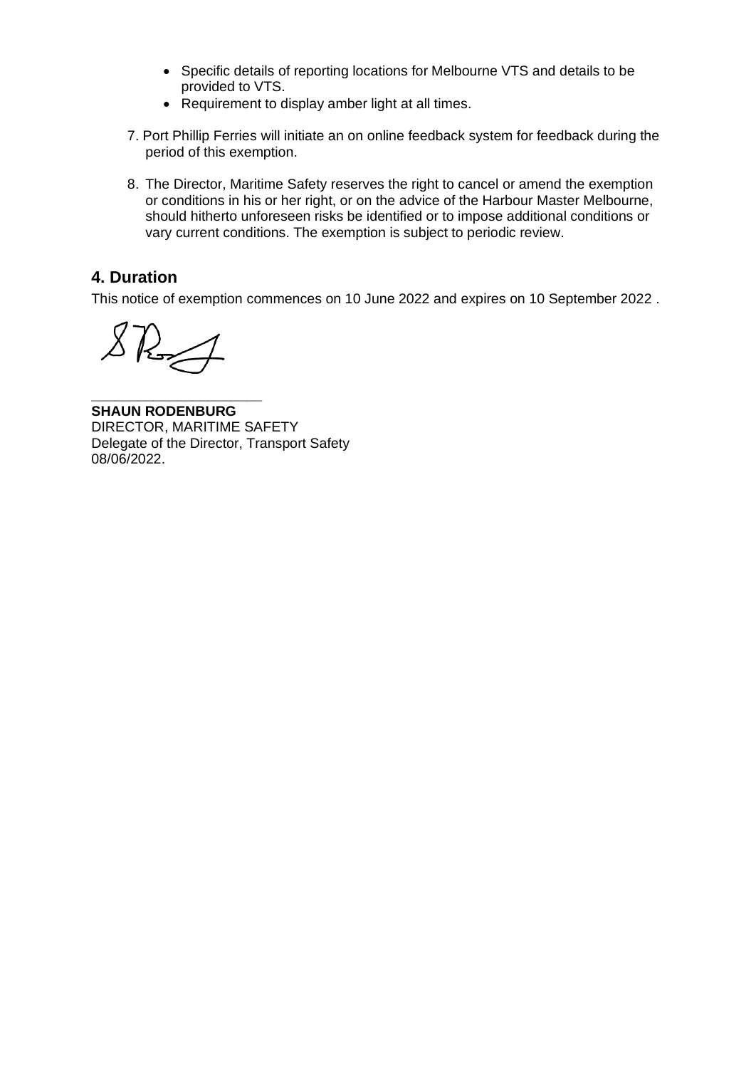- Specific details of reporting locations for Melbourne VTS and details to be provided to VTS.
- Requirement to display amber light at all times.

7. Port Phillip Ferries will initiate an on online feedback system for feedback during the period of this exemption.

8. The Director, Maritime Safety reserves the right to cancel or amend the exemption or conditions in his or her right, or on the advice of the Harbour Master Melbourne, should hitherto unforeseen risks be identified or to impose additional conditions or vary current conditions. The exemption is subject to periodic review.

## 4. Duration

This notice of exemption commences on 10 June 2022 and expires on 10 September 2022 .

**SHAUN RODENBURG**
DIRECTOR, MARITIME SAFETY
Delegate of the Director, Transport Safety
08/06/2022.